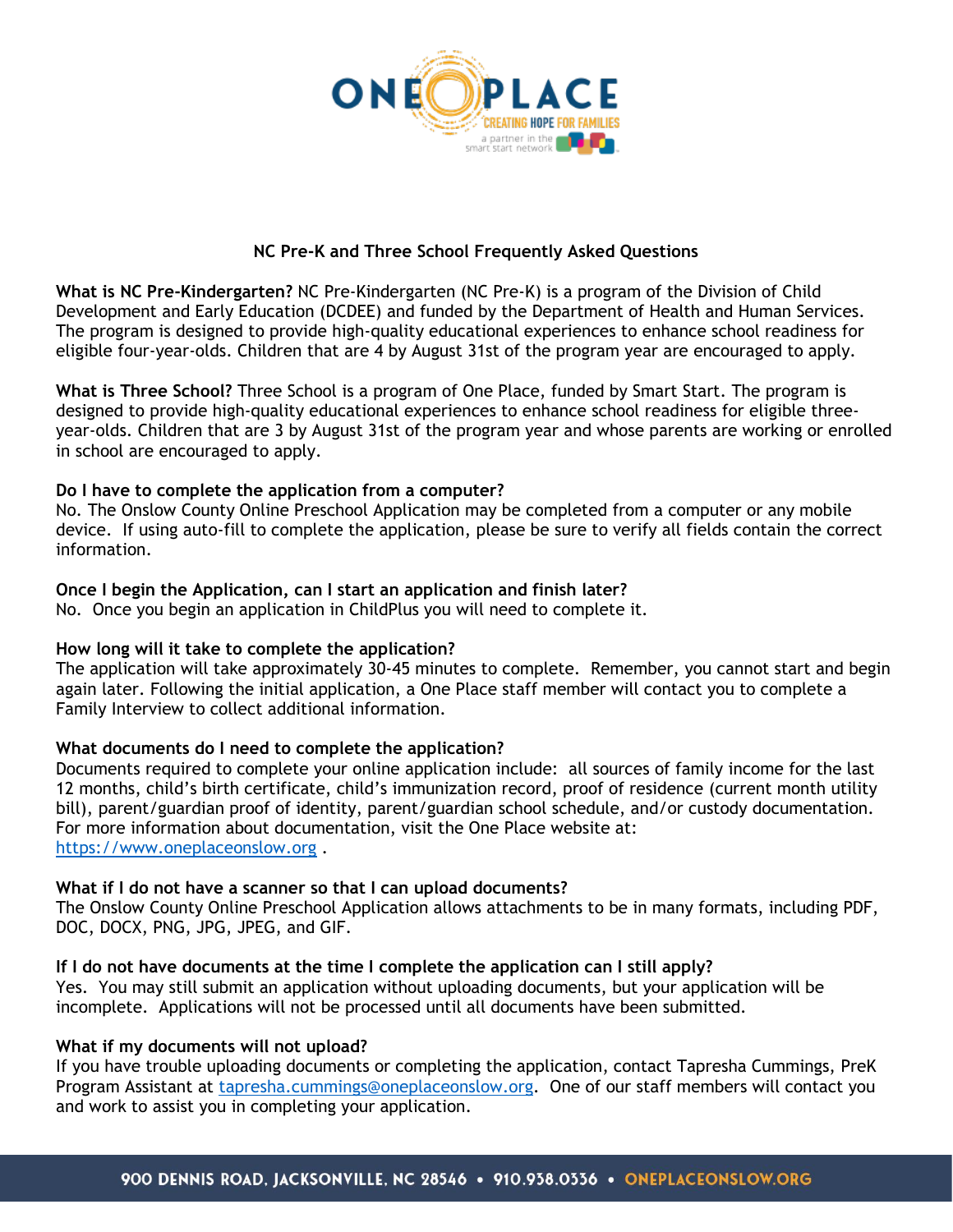# NC Pre-K and Three School Frequently Asked Questions

**What is NC Pre-Kindergarten?** NC Pre-Kindergarten (NC Pre-K) is a program of the Division of Child Development and Early Education (DCDEE) and funded by the Department of Health and Human Services. The program is designed to provide high-quality educational experiences to enhance school readiness for eligible four-year-olds. Children that are 4 by August 31st of the program year are encouraged to apply.

**What is Three School?** Three School is a program of One Place, funded by Smart Start. The program is designed to provide high-quality educational experiences to enhance school readiness for eligible three-year-olds. Children that are 3 by August 31st of the program year and whose parents are working or enrolled in school are encouraged to apply.

**Do I have to complete the application from a computer?**
No. The Onslow County Online Preschool Application may be completed from a computer or any mobile device. If using auto-fill to complete the application, please be sure to verify all fields contain the correct information.

**Once I begin the Application, can I start an application and finish later?**
No. Once you begin an application in ChildPlus you will need to complete it.

**How long will it take to complete the application?**
The application will take approximately 30-45 minutes to complete. Remember, you cannot start and begin again later. Following the initial application, a One Place staff member will contact you to complete a Family Interview to collect additional information.

**What documents do I need to complete the application?**
Documents required to complete your online application include: all sources of family income for the last 12 months, child's birth certificate, child's immunization record, proof of residence (current month utility bill), parent/guardian proof of identity, parent/guardian school schedule, and/or custody documentation. For more information about documentation, visit the One Place website at: [https://www.oneplaceonslow.org](https://www.oneplaceonslow.org) .

**What if I do not have a scanner so that I can upload documents?**
The Onslow County Online Preschool Application allows attachments to be in many formats, including PDF, DOC, DOCX, PNG, JPG, JPEG, and GIF.

**If I do not have documents at the time I complete the application can I still apply?**
Yes. You may still submit an application without uploading documents, but your application will be incomplete. Applications will not be processed until all documents have been submitted.

**What if my documents will not upload?**
If you have trouble uploading documents or completing the application, contact Tapresha Cummings, PreK Program Assistant at [tapresha.cummings@oneplaceonslow.org](mailto:tapresha.cummings@oneplaceonslow.org). One of our staff members will contact you and work to assist you in completing your application.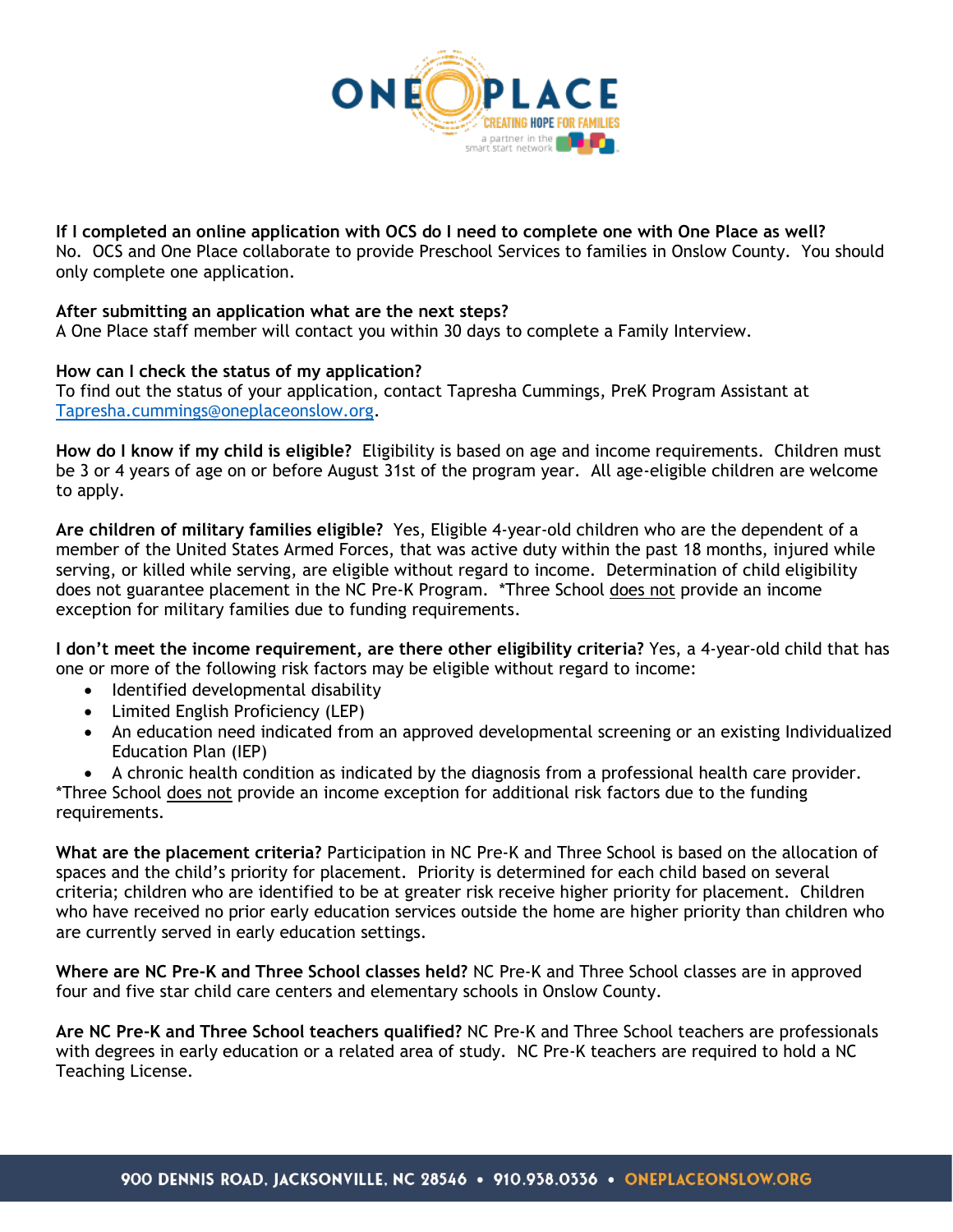**If I completed an online application with OCS do I need to complete one with One Place as well?**
No. OCS and One Place collaborate to provide Preschool Services to families in Onslow County. You should only complete one application.

**After submitting an application what are the next steps?**
A One Place staff member will contact you within 30 days to complete a Family Interview.

**How can I check the status of my application?**
To find out the status of your application, contact Tapresha Cummings, PreK Program Assistant at [Tapresha.cummings@oneplaceonslow.org](mailto:Tapresha.cummings@oneplaceonslow.org).

**How do I know if my child is eligible?** Eligibility is based on age and income requirements. Children must be 3 or 4 years of age on or before August 31st of the program year. All age-eligible children are welcome to apply.

**Are children of military families eligible?** Yes, Eligible 4-year-old children who are the dependent of a member of the United States Armed Forces, that was active duty within the past 18 months, injured while serving, or killed while serving, are eligible without regard to income. Determination of child eligibility does not guarantee placement in the NC Pre-K Program. *Three School <u>does not</u> provide an income exception for military families due to funding requirements.

**I don't meet the income requirement, are there other eligibility criteria?** Yes, a 4-year-old child that has one or more of the following risk factors may be eligible without regard to income:

- Identified developmental disability
- Limited English Proficiency (LEP)
- An education need indicated from an approved developmental screening or an existing Individualized Education Plan (IEP)
- A chronic health condition as indicated by the diagnosis from a professional health care provider.

*Three School <u>does not</u> provide an income exception for additional risk factors due to the funding requirements.

**What are the placement criteria?** Participation in NC Pre-K and Three School is based on the allocation of spaces and the child's priority for placement. Priority is determined for each child based on several criteria; children who are identified to be at greater risk receive higher priority for placement. Children who have received no prior early education services outside the home are higher priority than children who are currently served in early education settings.

**Where are NC Pre-K and Three School classes held?** NC Pre-K and Three School classes are in approved four and five star child care centers and elementary schools in Onslow County.

**Are NC Pre-K and Three School teachers qualified?** NC Pre-K and Three School teachers are professionals with degrees in early education or a related area of study. NC Pre-K teachers are required to hold a NC Teaching License.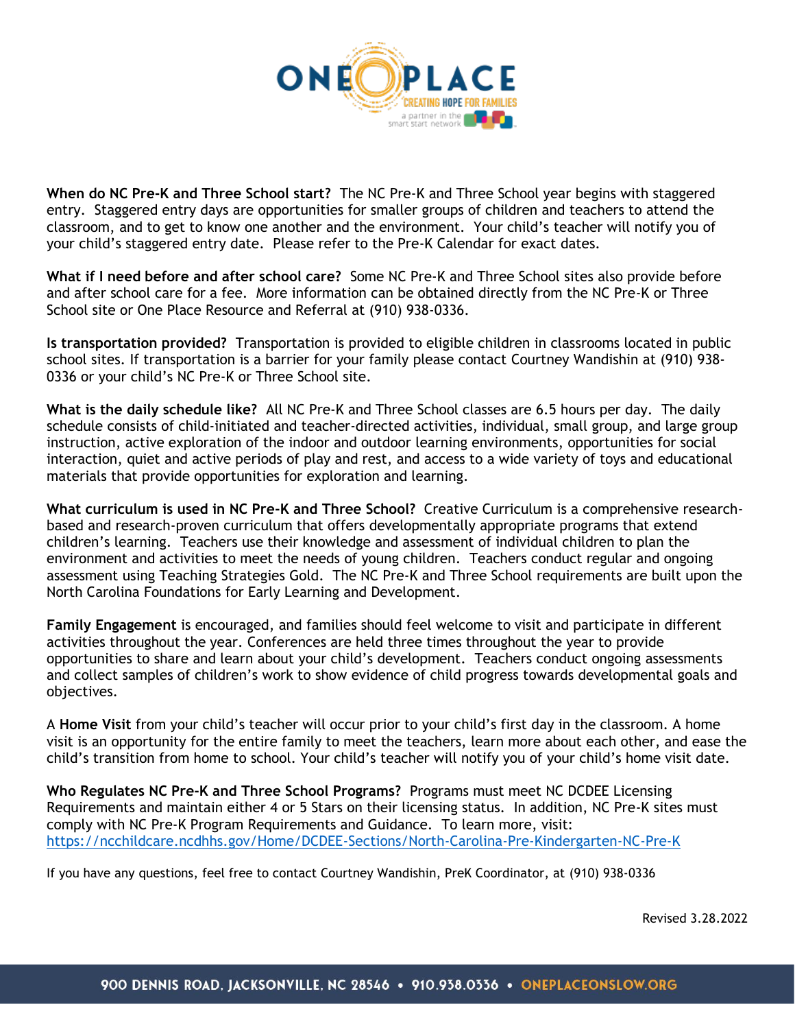**When do NC Pre-K and Three School start?** The NC Pre-K and Three School year begins with staggered entry. Staggered entry days are opportunities for smaller groups of children and teachers to attend the classroom, and to get to know one another and the environment. Your child's teacher will notify you of your child's staggered entry date. Please refer to the Pre-K Calendar for exact dates.

**What if I need before and after school care?** Some NC Pre-K and Three School sites also provide before and after school care for a fee. More information can be obtained directly from the NC Pre-K or Three School site or One Place Resource and Referral at (910) 938-0336.

**Is transportation provided?** Transportation is provided to eligible children in classrooms located in public school sites. If transportation is a barrier for your family please contact Courtney Wandishin at (910) 938-0336 or your child's NC Pre-K or Three School site.

**What is the daily schedule like?** All NC Pre-K and Three School classes are 6.5 hours per day. The daily schedule consists of child-initiated and teacher-directed activities, individual, small group, and large group instruction, active exploration of the indoor and outdoor learning environments, opportunities for social interaction, quiet and active periods of play and rest, and access to a wide variety of toys and educational materials that provide opportunities for exploration and learning.

**What curriculum is used in NC Pre-K and Three School?** Creative Curriculum is a comprehensive research-based and research-proven curriculum that offers developmentally appropriate programs that extend children's learning. Teachers use their knowledge and assessment of individual children to plan the environment and activities to meet the needs of young children. Teachers conduct regular and ongoing assessment using Teaching Strategies Gold. The NC Pre-K and Three School requirements are built upon the North Carolina Foundations for Early Learning and Development.

**Family Engagement** is encouraged, and families should feel welcome to visit and participate in different activities throughout the year. Conferences are held three times throughout the year to provide opportunities to share and learn about your child's development. Teachers conduct ongoing assessments and collect samples of children's work to show evidence of child progress towards developmental goals and objectives.

A **Home Visit** from your child's teacher will occur prior to your child's first day in the classroom. A home visit is an opportunity for the entire family to meet the teachers, learn more about each other, and ease the child's transition from home to school. Your child's teacher will notify you of your child's home visit date.

**Who Regulates NC Pre-K and Three School Programs?** Programs must meet NC DCDEE Licensing Requirements and maintain either 4 or 5 Stars on their licensing status. In addition, NC Pre-K sites must comply with NC Pre-K Program Requirements and Guidance. To learn more, visit: https://ncchildcare.ncdhhs.gov/Home/DCDEE-Sections/North-Carolina-Pre-Kindergarten-NC-Pre-K

If you have any questions, feel free to contact Courtney Wandishin, PreK Coordinator, at (910) 938-0336

Revised 3.28.2022

900 DENNIS ROAD, JACKSONVILLE, NC 28546 • 910.938.0336 • ONEPLACEONSLOW.ORG